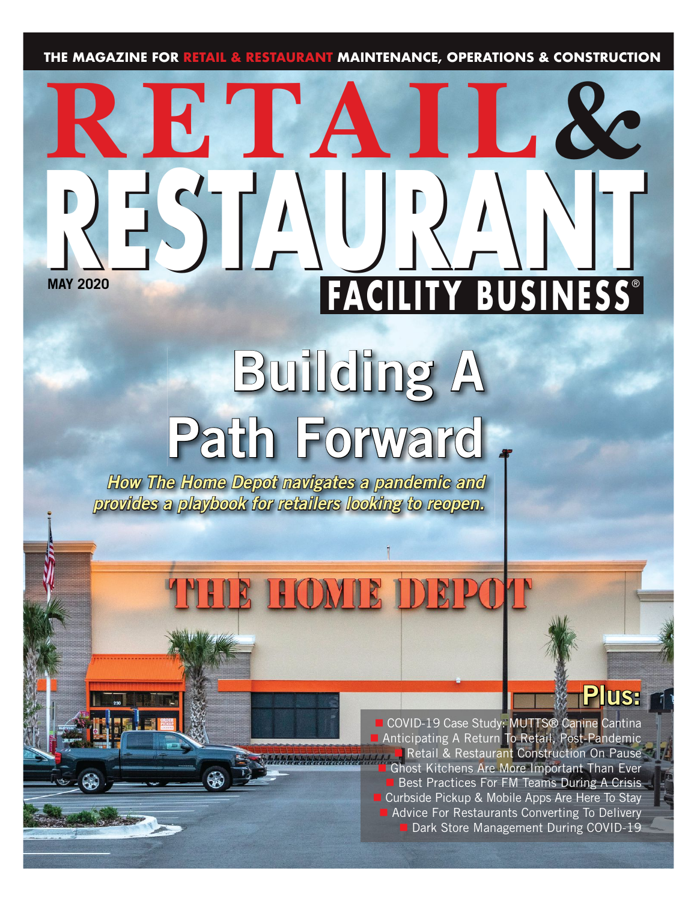THE MAGAZINE FOR RETAIL & RESTAURANT MAINTENANCE, OPERATIONS & CONSTRUCTION

# RETAIL & RESTAURANT FACILITY BUSINESS®

MAY 2020

## Building A Path Forward

*How The Home Depot navigates a pandemic and provides a playbook for retailers looking to reopen.*

### Plus:

- COVID-19 Case Study: MUTTS® Canine Cantina
- Anticipating A Return To Retail, Post-Pandemic
- Retail & Restaurant Construction On Pause
- Ghost Kitchens Are More Important Than Ever
- Best Practices For FM Teams During A Crisis
- Curbside Pickup & Mobile Apps Are Here To Stay
- Advice For Restaurants Converting To Delivery
- Dark Store Management During COVID-19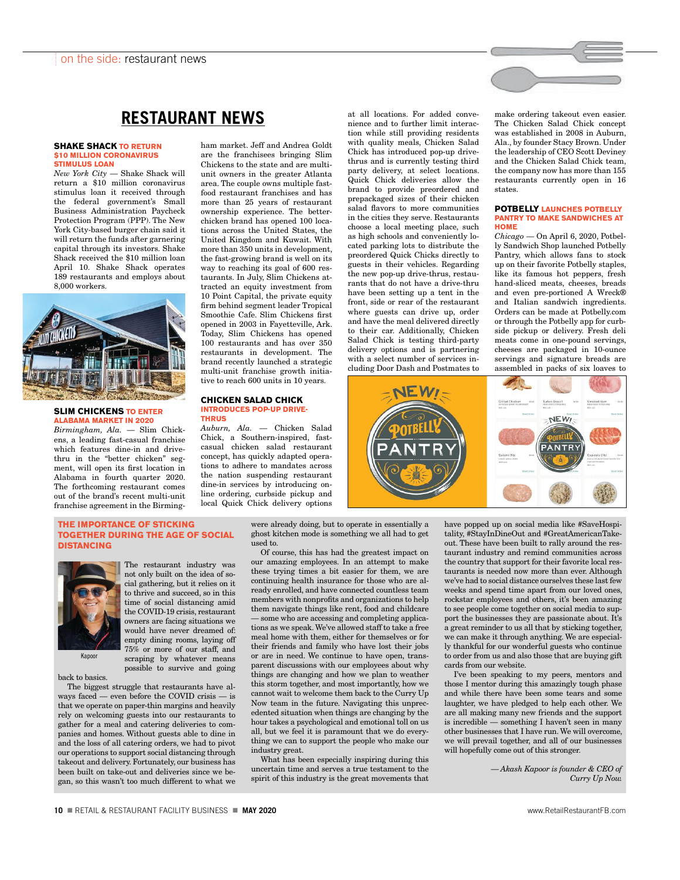# RESTAURANT NEWS

### SHAKE SHACK TO RETURN $10 MILLION CORONAVIRUS STIMULUS LOAN

*New York City* — Shake Shack will return a $10 million coronavirus stimulus loan it received through the federal government's Small Business Administration Paycheck Protection Program (PPP). The New York City-based burger chain said it will return the funds after garnering capital through its investors. Shake Shack received the $10 million loan April 10. Shake Shack operates 189 restaurants and employs about 8,000 workers.

### SLIM CHICKENS TO ENTER ALABAMA MARKET IN 2020

*Birmingham, Ala.* — Slim Chickens, a leading fast-casual franchise which features dine-in and drive-thru in the "better chicken" segment, will open its first location in Alabama in fourth quarter 2020. The forthcoming restaurant comes out of the brand's recent multi-unit franchise agreement in the Birmingham market. Jeff and Andrea Goldt are the franchisees bringing Slim Chickens to the state and are multi-unit owners in the greater Atlanta area. The couple owns multiple fast-food restaurant franchises and has more than 25 years of restaurant ownership experience. The better-chicken brand has opened 100 locations across the United States, the United Kingdom and Kuwait. With more than 350 units in development, the fast-growing brand is well on its way to reaching its goal of 600 restaurants. In July, Slim Chickens attracted an equity investment from 10 Point Capital, the private equity firm behind segment leader Tropical Smoothie Cafe. Slim Chickens first opened in 2003 in Fayetteville, Ark. Today, Slim Chickens has opened 100 restaurants and has over 350 restaurants in development. The brand recently launched a strategic multi-unit franchise growth initiative to reach 600 units in 10 years.

### CHICKEN SALAD CHICK INTRODUCES POP-UP DRIVE-THRUS

*Auburn, Ala.* — Chicken Salad Chick, a Southern-inspired, fast-casual chicken salad restaurant concept, has quickly adapted operations to adhere to mandates across the nation suspending restaurant dine-in services by introducing online ordering, curbside pickup and local Quick Chick delivery options at all locations. For added convenience and to further limit interaction while still providing residents with quality meals, Chicken Salad Chick has introduced pop-up drive-thrus and is currently testing third party delivery, at select locations. Quick Chick deliveries allow the brand to provide preordered and prepackaged sizes of their chicken salad flavors to more communities in the cities they serve. Restaurants choose a local meeting place, such as high schools and conveniently located parking lots to distribute the preordered Quick Chicks directly to guests in their vehicles. Regarding the new pop-up drive-thrus, restaurants that do not have a drive-thru have been setting up a tent in the front, side or rear of the restaurant where guests can drive up, order and have the meal delivered directly to their car. Additionally, Chicken Salad Chick is testing third-party delivery options and is partnering with a select number of services including Door Dash and Postmates to make ordering takeout even easier. The Chicken Salad Chick concept was established in 2008 in Auburn, Ala., by founder Stacy Brown. Under the leadership of CEO Scott Deviney and the Chicken Salad Chick team, the company now has more than 155 restaurants currently open in 16 states.

### POTBELLY LAUNCHES POTBELLY PANTRY TO MAKE SANDWICHES AT HOME

*Chicago* — On April 6, 2020, Potbelly Sandwich Shop launched Potbelly Pantry, which allows fans to stock up on their favorite Potbelly staples, like its famous hot peppers, fresh hand-sliced meats, cheeses, breads and even pre-portioned A Wreck® and Italian sandwich ingredients. Orders can be made at Potbelly.com or through the Potbelly app for curbside pickup or delivery. Fresh deli meats come in one-pound servings, cheeses are packaged in 10-ounce servings and signature breads are assembled in packs of six loaves to

### THE IMPORTANCE OF STICKING TOGETHER DURING THE AGE OF SOCIAL DISTANCING

Kapoor

The restaurant industry was not only built on the idea of social gathering, but it relies on it to thrive and succeed, so in this time of social distancing amid the COVID-19 crisis, restaurant owners are facing situations we would have never dreamed of: empty dining rooms, laying off 75% or more of our staff, and scraping by whatever means possible to survive and going back to basics.

The biggest struggle that restaurants have always faced — even before the COVID crisis — is that we operate on paper-thin margins and heavily rely on welcoming guests into our restaurants to gather for a meal and catering deliveries to companies and homes. Without guests able to dine in and the loss of all catering orders, we had to pivot our operations to support social distancing through takeout and delivery. Fortunately, our business has been built on take-out and deliveries since we began, so this wasn't too much different to what we were already doing, but to operate in essentially a ghost kitchen mode is something we all had to get used to.

Of course, this has had the greatest impact on our amazing employees. In an attempt to make these trying times a bit easier for them, we are continuing health insurance for those who are already enrolled, and have connected countless team members with nonprofits and organizations to help them navigate things like rent, food and childcare — some who are accessing and completing applications as we speak. We've allowed staff to take a free meal home with them, either for themselves or for their friends and family who have lost their jobs or are in need. We continue to have open, transparent discussions with our employees about why things are changing and how we plan to weather this storm together, and most importantly, how we cannot wait to welcome them back to the Curry Up Now team in the future. Navigating this unprecedented situation when things are changing by the hour takes a psychological and emotional toll on us all, but we feel it is paramount that we do everything we can to support the people who make our industry great.

What has been especially inspiring during this uncertain time and serves a true testament to the spirit of this industry is the great movements that have popped up on social media like #SaveHospitality, #StayInDineOut and #GreatAmericanTakeout. These have been built to rally around the restaurant industry and remind communities across the country that support for their favorite local restaurants is needed now more than ever. Although we've had to social distance ourselves these last few weeks and spend time apart from our loved ones, rockstar employees and others, it's been amazing to see people come together on social media to support the businesses they are passionate about. It's a great reminder to us all that by sticking together, we can make it through anything. We are especially thankful for our wonderful guests who continue to order from us and also those that are buying gift cards from our website.

I've been speaking to my peers, mentors and those I mentor during this amazingly tough phase and while there have been some tears and some laughter, we have pledged to help each other. We are all making many new friends and the support is incredible — something I haven't seen in many other businesses that I have run. We will overcome, we will prevail together, and all of our businesses will hopefully come out of this stronger.

*— Akash Kapoor is founder & CEO of Curry Up Now.*